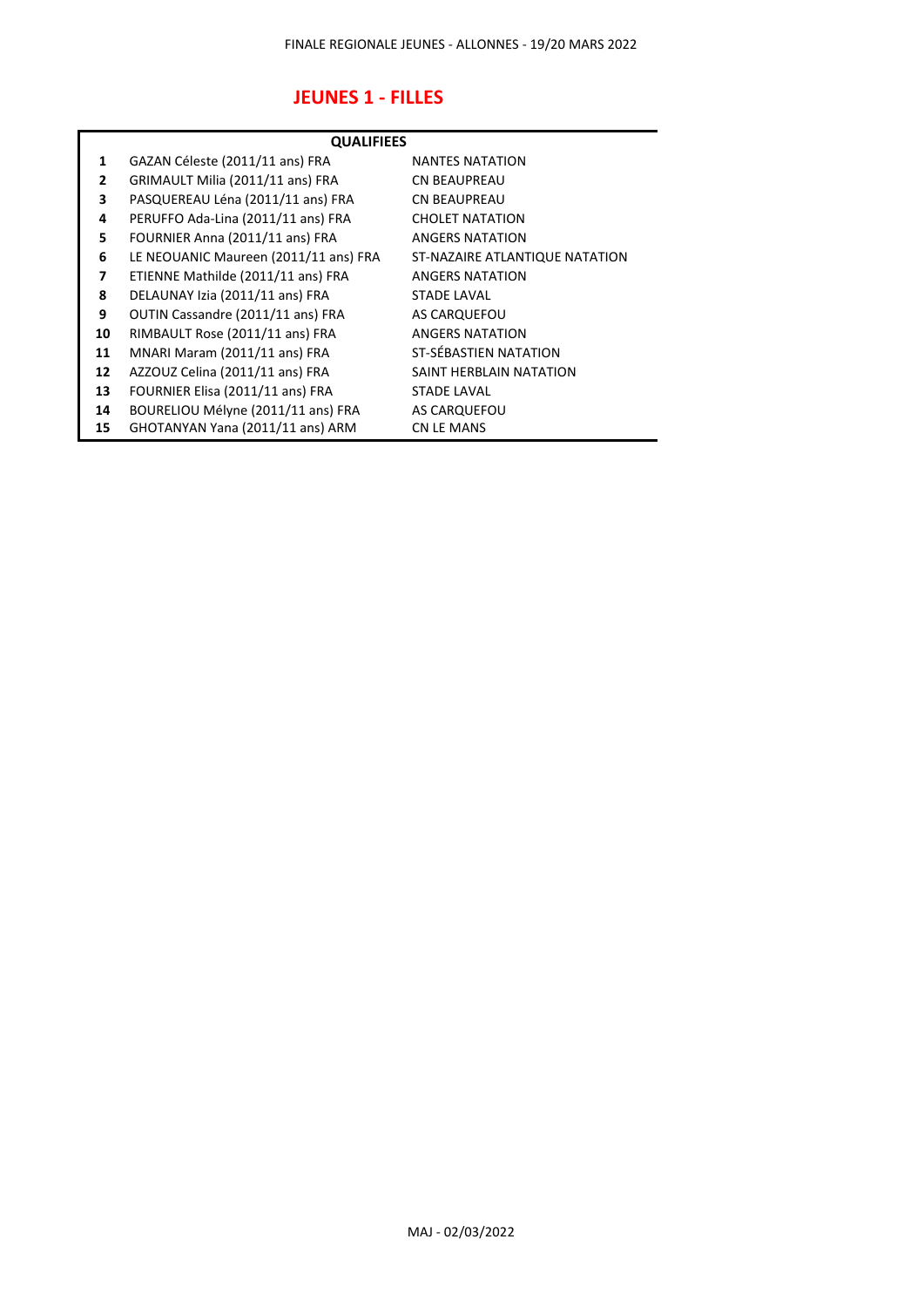FINALE REGIONALE JEUNES - ALLONNES - 19/20 MARS 2022

## JEUNES 1 - FILLES

| | QUALIFIEES | |
|---|---|---|
| **1** | GAZAN Céleste (2011/11 ans) FRA | NANTES NATATION |
| **2** | GRIMAULT Milia (2011/11 ans) FRA | CN BEAUPREAU |
| **3** | PASQUEREAU Léna (2011/11 ans) FRA | CN BEAUPREAU |
| **4** | PERUFFO Ada-Lina (2011/11 ans) FRA | CHOLET NATATION |
| **5** | FOURNIER Anna (2011/11 ans) FRA | ANGERS NATATION |
| **6** | LE NEOUANIC Maureen (2011/11 ans) FRA | ST-NAZAIRE ATLANTIQUE NATATION |
| **7** | ETIENNE Mathilde (2011/11 ans) FRA | ANGERS NATATION |
| **8** | DELAUNAY Izia (2011/11 ans) FRA | STADE LAVAL |
| **9** | OUTIN Cassandre (2011/11 ans) FRA | AS CARQUEFOU |
| **10** | RIMBAULT Rose (2011/11 ans) FRA | ANGERS NATATION |
| **11** | MNARI Maram (2011/11 ans) FRA | ST-SÉBASTIEN NATATION |
| **12** | AZZOUZ Celina (2011/11 ans) FRA | SAINT HERBLAIN NATATION |
| **13** | FOURNIER Elisa (2011/11 ans) FRA | STADE LAVAL |
| **14** | BOURELIOU Mélyne (2011/11 ans) FRA | AS CARQUEFOU |
| **15** | GHOTANYAN Yana (2011/11 ans) ARM | CN LE MANS |

MAJ - 02/03/2022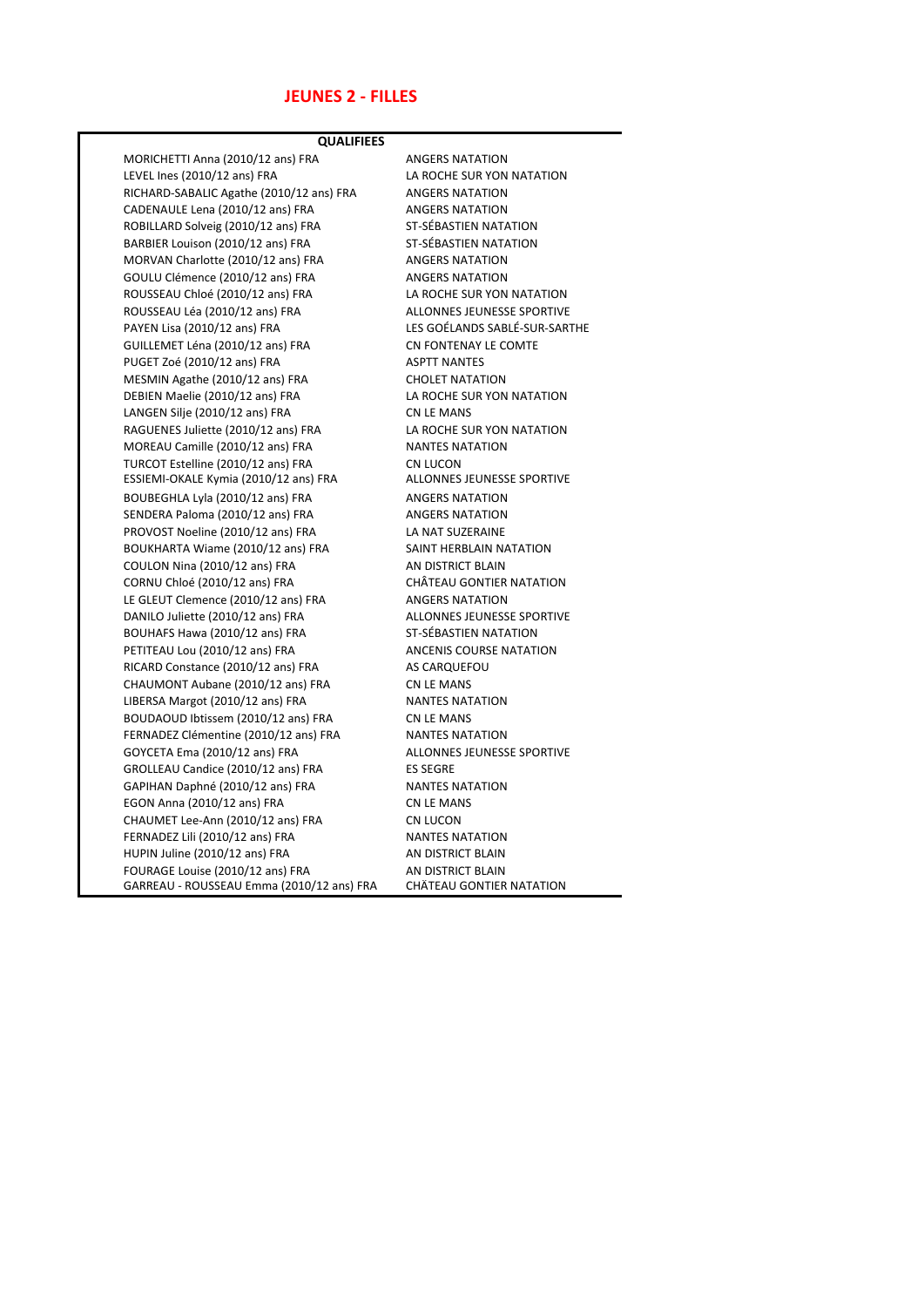## JEUNES 2 - FILLES

| QUALIFIEES | |
|---|---|
| MORICHETTI Anna (2010/12 ans) FRA | ANGERS NATATION |
| LEVEL Ines (2010/12 ans) FRA | LA ROCHE SUR YON NATATION |
| RICHARD-SABALIC Agathe (2010/12 ans) FRA | ANGERS NATATION |
| CADENAULE Lena (2010/12 ans) FRA | ANGERS NATATION |
| ROBILLARD Solveig (2010/12 ans) FRA | ST-SÉBASTIEN NATATION |
| BARBIER Louison (2010/12 ans) FRA | ST-SÉBASTIEN NATATION |
| MORVAN Charlotte (2010/12 ans) FRA | ANGERS NATATION |
| GOULU Clémence (2010/12 ans) FRA | ANGERS NATATION |
| ROUSSEAU Chloé (2010/12 ans) FRA | LA ROCHE SUR YON NATATION |
| ROUSSEAU Léa (2010/12 ans) FRA | ALLONNES JEUNESSE SPORTIVE |
| PAYEN Lisa (2010/12 ans) FRA | LES GOÉLANDS SABLÉ-SUR-SARTHE |
| GUILLEMET Léna (2010/12 ans) FRA | CN FONTENAY LE COMTE |
| PUGET Zoé (2010/12 ans) FRA | ASPTT NANTES |
| MESMIN Agathe (2010/12 ans) FRA | CHOLET NATATION |
| DEBIEN Maelie (2010/12 ans) FRA | LA ROCHE SUR YON NATATION |
| LANGEN Silje (2010/12 ans) FRA | CN LE MANS |
| RAGUENES Juliette (2010/12 ans) FRA | LA ROCHE SUR YON NATATION |
| MOREAU Camille (2010/12 ans) FRA | NANTES NATATION |
| TURCOT Estelline (2010/12 ans) FRA | CN LUCON |
| ESSIEMI-OKALE Kymia (2010/12 ans) FRA | ALLONNES JEUNESSE SPORTIVE |
| BOUBEGHLA Lyla (2010/12 ans) FRA | ANGERS NATATION |
| SENDERA Paloma (2010/12 ans) FRA | ANGERS NATATION |
| PROVOST Noeline (2010/12 ans) FRA | LA NAT SUZERAINE |
| BOUKHARTA Wiame (2010/12 ans) FRA | SAINT HERBLAIN NATATION |
| COULON Nina (2010/12 ans) FRA | AN DISTRICT BLAIN |
| CORNU Chloé (2010/12 ans) FRA | CHÂTEAU GONTIER NATATION |
| LE GLEUT Clemence (2010/12 ans) FRA | ANGERS NATATION |
| DANILO Juliette (2010/12 ans) FRA | ALLONNES JEUNESSE SPORTIVE |
| BOUHAFS Hawa (2010/12 ans) FRA | ST-SÉBASTIEN NATATION |
| PETITEAU Lou (2010/12 ans) FRA | ANCENIS COURSE NATATION |
| RICARD Constance (2010/12 ans) FRA | AS CARQUEFOU |
| CHAUMONT Aubane (2010/12 ans) FRA | CN LE MANS |
| LIBERSA Margot (2010/12 ans) FRA | NANTES NATATION |
| BOUDAOUD Ibtissem (2010/12 ans) FRA | CN LE MANS |
| FERNADEZ Clémentine (2010/12 ans) FRA | NANTES NATATION |
| GOYCETA Ema (2010/12 ans) FRA | ALLONNES JEUNESSE SPORTIVE |
| GROLLEAU Candice (2010/12 ans) FRA | ES SEGRE |
| GAPIHAN Daphné (2010/12 ans) FRA | NANTES NATATION |
| EGON Anna (2010/12 ans) FRA | CN LE MANS |
| CHAUMET Lee-Ann (2010/12 ans) FRA | CN LUCON |
| FERNADEZ Lili (2010/12 ans) FRA | NANTES NATATION |
| HUPIN Juline (2010/12 ans) FRA | AN DISTRICT BLAIN |
| FOURAGE Louise (2010/12 ans) FRA | AN DISTRICT BLAIN |
| GARREAU - ROUSSEAU Emma (2010/12 ans) FRA | CHÂTEAU GONTIER NATATION |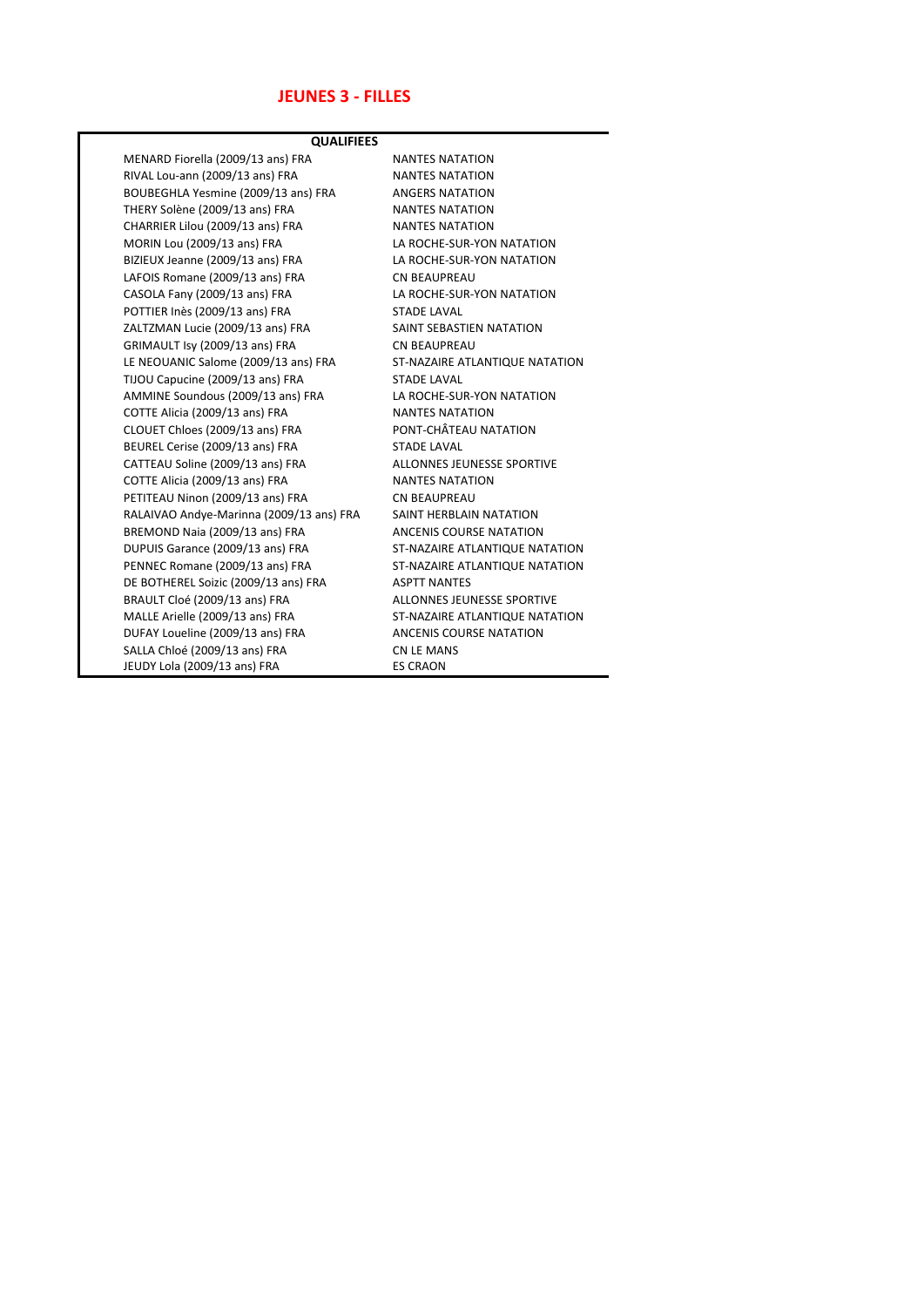# JEUNES 3 - FILLES

| QUALIFIEES | |
|---|---|
| MENARD Fiorella (2009/13 ans) FRA | NANTES NATATION |
| RIVAL Lou-ann (2009/13 ans) FRA | NANTES NATATION |
| BOUBEGHLA Yesmine (2009/13 ans) FRA | ANGERS NATATION |
| THERY Solène (2009/13 ans) FRA | NANTES NATATION |
| CHARRIER Lilou (2009/13 ans) FRA | NANTES NATATION |
| MORIN Lou (2009/13 ans) FRA | LA ROCHE-SUR-YON NATATION |
| BIZIEUX Jeanne (2009/13 ans) FRA | LA ROCHE-SUR-YON NATATION |
| LAFOIS Romane (2009/13 ans) FRA | CN BEAUPREAU |
| CASOLA Fany (2009/13 ans) FRA | LA ROCHE-SUR-YON NATATION |
| POTTIER Inès (2009/13 ans) FRA | STADE LAVAL |
| ZALTZMAN Lucie (2009/13 ans) FRA | SAINT SEBASTIEN NATATION |
| GRIMAULT Isy (2009/13 ans) FRA | CN BEAUPREAU |
| LE NEOUANIC Salome (2009/13 ans) FRA | ST-NAZAIRE ATLANTIQUE NATATION |
| TIJOU Capucine (2009/13 ans) FRA | STADE LAVAL |
| AMMINE Soundous (2009/13 ans) FRA | LA ROCHE-SUR-YON NATATION |
| COTTE Alicia (2009/13 ans) FRA | NANTES NATATION |
| CLOUET Chloes (2009/13 ans) FRA | PONT-CHÂTEAU NATATION |
| BEUREL Cerise (2009/13 ans) FRA | STADE LAVAL |
| CATTEAU Soline (2009/13 ans) FRA | ALLONNES JEUNESSE SPORTIVE |
| COTTE Alicia (2009/13 ans) FRA | NANTES NATATION |
| PETITEAU Ninon (2009/13 ans) FRA | CN BEAUPREAU |
| RALAIVAO Andye-Marinna (2009/13 ans) FRA | SAINT HERBLAIN NATATION |
| BREMOND Naia (2009/13 ans) FRA | ANCENIS COURSE NATATION |
| DUPUIS Garance (2009/13 ans) FRA | ST-NAZAIRE ATLANTIQUE NATATION |
| PENNEC Romane (2009/13 ans) FRA | ST-NAZAIRE ATLANTIQUE NATATION |
| DE BOTHEREL Soizic (2009/13 ans) FRA | ASPTT NANTES |
| BRAULT Cloé (2009/13 ans) FRA | ALLONNES JEUNESSE SPORTIVE |
| MALLE Arielle (2009/13 ans) FRA | ST-NAZAIRE ATLANTIQUE NATATION |
| DUFAY Loueline (2009/13 ans) FRA | ANCENIS COURSE NATATION |
| SALLA Chloé (2009/13 ans) FRA | CN LE MANS |
| JEUDY Lola (2009/13 ans) FRA | ES CRAON |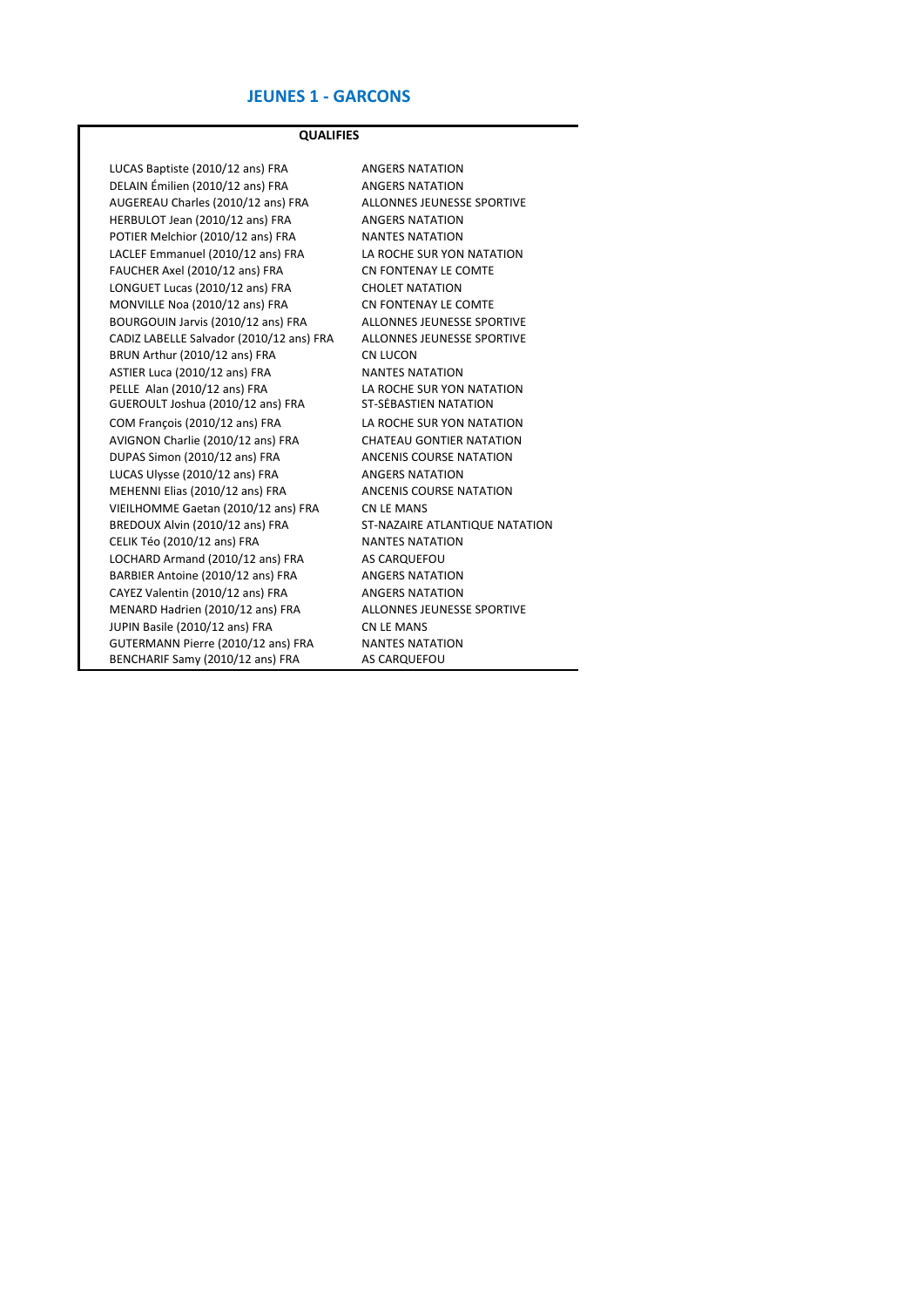## JEUNES 1 - GARCONS

| QUALIFIES | |
|---|---|
| LUCAS Baptiste (2010/12 ans) FRA | ANGERS NATATION |
| DELAIN Émilien (2010/12 ans) FRA | ANGERS NATATION |
| AUGEREAU Charles (2010/12 ans) FRA | ALLONNES JEUNESSE SPORTIVE |
| HERBULOT Jean (2010/12 ans) FRA | ANGERS NATATION |
| POTIER Melchior (2010/12 ans) FRA | NANTES NATATION |
| LACLEF Emmanuel (2010/12 ans) FRA | LA ROCHE SUR YON NATATION |
| FAUCHER Axel (2010/12 ans) FRA | CN FONTENAY LE COMTE |
| LONGUET Lucas (2010/12 ans) FRA | CHOLET NATATION |
| MONVILLE Noa (2010/12 ans) FRA | CN FONTENAY LE COMTE |
| BOURGOUIN Jarvis (2010/12 ans) FRA | ALLONNES JEUNESSE SPORTIVE |
| CADIZ LABELLE Salvador (2010/12 ans) FRA | ALLONNES JEUNESSE SPORTIVE |
| BRUN Arthur (2010/12 ans) FRA | CN LUCON |
| ASTIER Luca (2010/12 ans) FRA | NANTES NATATION |
| PELLE Alan (2010/12 ans) FRA | LA ROCHE SUR YON NATATION |
| GUEROULT Joshua (2010/12 ans) FRA | ST-SÉBASTIEN NATATION |
| COM François (2010/12 ans) FRA | LA ROCHE SUR YON NATATION |
| AVIGNON Charlie (2010/12 ans) FRA | CHATEAU GONTIER NATATION |
| DUPAS Simon (2010/12 ans) FRA | ANCENIS COURSE NATATION |
| LUCAS Ulysse (2010/12 ans) FRA | ANGERS NATATION |
| MEHENNI Elias (2010/12 ans) FRA | ANCENIS COURSE NATATION |
| VIEILHOMME Gaetan (2010/12 ans) FRA | CN LE MANS |
| BREDOUX Alvin (2010/12 ans) FRA | ST-NAZAIRE ATLANTIQUE NATATION |
| CELIK Téo (2010/12 ans) FRA | NANTES NATATION |
| LOCHARD Armand (2010/12 ans) FRA | AS CARQUEFOU |
| BARBIER Antoine (2010/12 ans) FRA | ANGERS NATATION |
| CAYEZ Valentin (2010/12 ans) FRA | ANGERS NATATION |
| MENARD Hadrien (2010/12 ans) FRA | ALLONNES JEUNESSE SPORTIVE |
| JUPIN Basile (2010/12 ans) FRA | CN LE MANS |
| GUTERMANN Pierre (2010/12 ans) FRA | NANTES NATATION |
| BENCHARIF Samy (2010/12 ans) FRA | AS CARQUEFOU |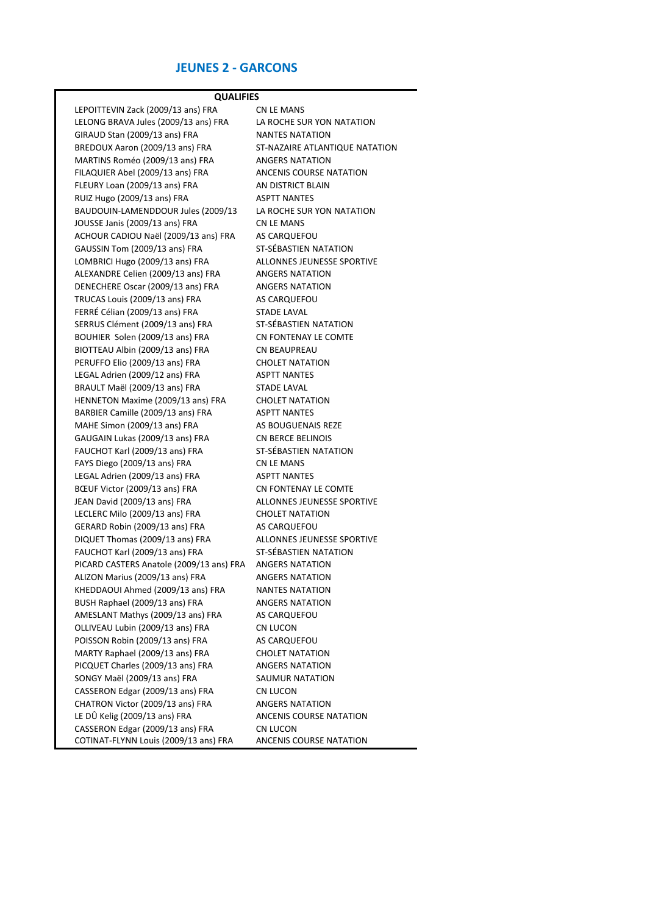## JEUNES 2 - GARCONS

| QUALIFIES | |
|---|---|
| LEPOITTEVIN Zack (2009/13 ans) FRA | CN LE MANS |
| LELONG BRAVA Jules (2009/13 ans) FRA | LA ROCHE SUR YON NATATION |
| GIRAUD Stan (2009/13 ans) FRA | NANTES NATATION |
| BREDOUX Aaron (2009/13 ans) FRA | ST-NAZAIRE ATLANTIQUE NATATION |
| MARTINS Roméo (2009/13 ans) FRA | ANGERS NATATION |
| FILAQUIER Abel (2009/13 ans) FRA | ANCENIS COURSE NATATION |
| FLEURY Loan (2009/13 ans) FRA | AN DISTRICT BLAIN |
| RUIZ Hugo (2009/13 ans) FRA | ASPTT NANTES |
| BAUDOUIN-LAMENDDOUR Jules (2009/13 | LA ROCHE SUR YON NATATION |
| JOUSSE Janis (2009/13 ans) FRA | CN LE MANS |
| ACHOUR CADIOU Naël (2009/13 ans) FRA | AS CARQUEFOU |
| GAUSSIN Tom (2009/13 ans) FRA | ST-SÉBASTIEN NATATION |
| LOMBRICI Hugo (2009/13 ans) FRA | ALLONNES JEUNESSE SPORTIVE |
| ALEXANDRE Celien (2009/13 ans) FRA | ANGERS NATATION |
| DENECHERE Oscar (2009/13 ans) FRA | ANGERS NATATION |
| TRUCAS Louis (2009/13 ans) FRA | AS CARQUEFOU |
| FERRÉ Célian (2009/13 ans) FRA | STADE LAVAL |
| SERRUS Clément (2009/13 ans) FRA | ST-SÉBASTIEN NATATION |
| BOUHIER Solen (2009/13 ans) FRA | CN FONTENAY LE COMTE |
| BIOTTEAU Albin (2009/13 ans) FRA | CN BEAUPREAU |
| PERUFFO Elio (2009/13 ans) FRA | CHOLET NATATION |
| LEGAL Adrien (2009/12 ans) FRA | ASPTT NANTES |
| BRAULT Maël (2009/13 ans) FRA | STADE LAVAL |
| HENNETON Maxime (2009/13 ans) FRA | CHOLET NATATION |
| BARBIER Camille (2009/13 ans) FRA | ASPTT NANTES |
| MAHE Simon (2009/13 ans) FRA | AS BOUGUENAIS REZE |
| GAUGAIN Lukas (2009/13 ans) FRA | CN BERCE BELINOIS |
| FAUCHOT Karl (2009/13 ans) FRA | ST-SÉBASTIEN NATATION |
| FAYS Diego (2009/13 ans) FRA | CN LE MANS |
| LEGAL Adrien (2009/13 ans) FRA | ASPTT NANTES |
| BŒUF Victor (2009/13 ans) FRA | CN FONTENAY LE COMTE |
| JEAN David (2009/13 ans) FRA | ALLONNES JEUNESSE SPORTIVE |
| LECLERC Milo (2009/13 ans) FRA | CHOLET NATATION |
| GERARD Robin (2009/13 ans) FRA | AS CARQUEFOU |
| DIQUET Thomas (2009/13 ans) FRA | ALLONNES JEUNESSE SPORTIVE |
| FAUCHOT Karl (2009/13 ans) FRA | ST-SÉBASTIEN NATATION |
| PICARD CASTERS Anatole (2009/13 ans) FRA | ANGERS NATATION |
| ALIZON Marius (2009/13 ans) FRA | ANGERS NATATION |
| KHEDDAOUI Ahmed (2009/13 ans) FRA | NANTES NATATION |
| BUSH Raphael (2009/13 ans) FRA | ANGERS NATATION |
| AMESLANT Mathys (2009/13 ans) FRA | AS CARQUEFOU |
| OLLIVEAU Lubin (2009/13 ans) FRA | CN LUCON |
| POISSON Robin (2009/13 ans) FRA | AS CARQUEFOU |
| MARTY Raphael (2009/13 ans) FRA | CHOLET NATATION |
| PICQUET Charles (2009/13 ans) FRA | ANGERS NATATION |
| SONGY Maël (2009/13 ans) FRA | SAUMUR NATATION |
| CASSERON Edgar (2009/13 ans) FRA | CN LUCON |
| CHATRON Victor (2009/13 ans) FRA | ANGERS NATATION |
| LE DÛ Kelig (2009/13 ans) FRA | ANCENIS COURSE NATATION |
| CASSERON Edgar (2009/13 ans) FRA | CN LUCON |
| COTINAT-FLYNN Louis (2009/13 ans) FRA | ANCENIS COURSE NATATION |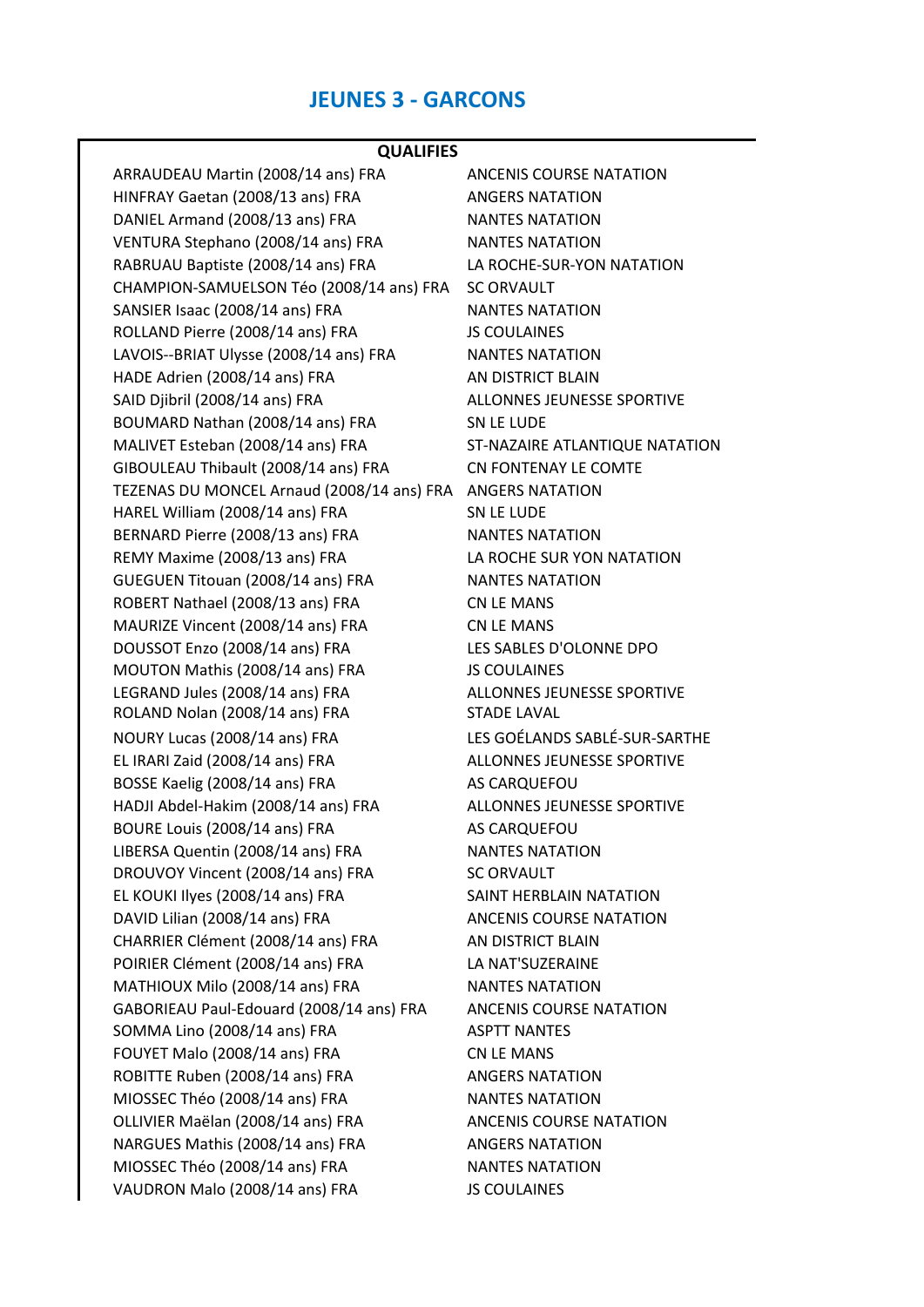# JEUNES 3 - GARCONS

| QUALIFIES | |
|---|---|
| ARRAUDEAU Martin (2008/14 ans) FRA | ANCENIS COURSE NATATION |
| HINFRAY Gaetan (2008/13 ans) FRA | ANGERS NATATION |
| DANIEL Armand (2008/13 ans) FRA | NANTES NATATION |
| VENTURA Stephano (2008/14 ans) FRA | NANTES NATATION |
| RABRUAU Baptiste (2008/14 ans) FRA | LA ROCHE-SUR-YON NATATION |
| CHAMPION-SAMUELSON Téo (2008/14 ans) FRA | SC ORVAULT |
| SANSIER Isaac (2008/14 ans) FRA | NANTES NATATION |
| ROLLAND Pierre (2008/14 ans) FRA | JS COULAINES |
| LAVOIS--BRIAT Ulysse (2008/14 ans) FRA | NANTES NATATION |
| HADE Adrien (2008/14 ans) FRA | AN DISTRICT BLAIN |
| SAID Djibril (2008/14 ans) FRA | ALLONNES JEUNESSE SPORTIVE |
| BOUMARD Nathan (2008/14 ans) FRA | SN LE LUDE |
| MALIVET Esteban (2008/14 ans) FRA | ST-NAZAIRE ATLANTIQUE NATATION |
| GIBOULEAU Thibault (2008/14 ans) FRA | CN FONTENAY LE COMTE |
| TEZENAS DU MONCEL Arnaud (2008/14 ans) FRA | ANGERS NATATION |
| HAREL William (2008/14 ans) FRA | SN LE LUDE |
| BERNARD Pierre (2008/13 ans) FRA | NANTES NATATION |
| REMY Maxime (2008/13 ans) FRA | LA ROCHE SUR YON NATATION |
| GUEGUEN Titouan (2008/14 ans) FRA | NANTES NATATION |
| ROBERT Nathael (2008/13 ans) FRA | CN LE MANS |
| MAURIZE Vincent (2008/14 ans) FRA | CN LE MANS |
| DOUSSOT Enzo (2008/14 ans) FRA | LES SABLES D'OLONNE DPO |
| MOUTON Mathis (2008/14 ans) FRA | JS COULAINES |
| LEGRAND Jules (2008/14 ans) FRA | ALLONNES JEUNESSE SPORTIVE |
| ROLAND Nolan (2008/14 ans) FRA | STADE LAVAL |
| NOURY Lucas (2008/14 ans) FRA | LES GOÉLANDS SABLÉ-SUR-SARTHE |
| EL IRARI Zaid (2008/14 ans) FRA | ALLONNES JEUNESSE SPORTIVE |
| BOSSE Kaelig (2008/14 ans) FRA | AS CARQUEFOU |
| HADJI Abdel-Hakim (2008/14 ans) FRA | ALLONNES JEUNESSE SPORTIVE |
| BOURE Louis (2008/14 ans) FRA | AS CARQUEFOU |
| LIBERSA Quentin (2008/14 ans) FRA | NANTES NATATION |
| DROUVOY Vincent (2008/14 ans) FRA | SC ORVAULT |
| EL KOUKI Ilyes (2008/14 ans) FRA | SAINT HERBLAIN NATATION |
| DAVID Lilian (2008/14 ans) FRA | ANCENIS COURSE NATATION |
| CHARRIER Clément (2008/14 ans) FRA | AN DISTRICT BLAIN |
| POIRIER Clément (2008/14 ans) FRA | LA NAT'SUZERAINE |
| MATHIOUX Milo (2008/14 ans) FRA | NANTES NATATION |
| GABORIEAU Paul-Edouard (2008/14 ans) FRA | ANCENIS COURSE NATATION |
| SOMMA Lino (2008/14 ans) FRA | ASPTT NANTES |
| FOUYET Malo (2008/14 ans) FRA | CN LE MANS |
| ROBITTE Ruben (2008/14 ans) FRA | ANGERS NATATION |
| MIOSSEC Théo (2008/14 ans) FRA | NANTES NATATION |
| OLLIVIER Maëlan (2008/14 ans) FRA | ANCENIS COURSE NATATION |
| NARGUES Mathis (2008/14 ans) FRA | ANGERS NATATION |
| MIOSSEC Théo (2008/14 ans) FRA | NANTES NATATION |
| VAUDRON Malo (2008/14 ans) FRA | JS COULAINES |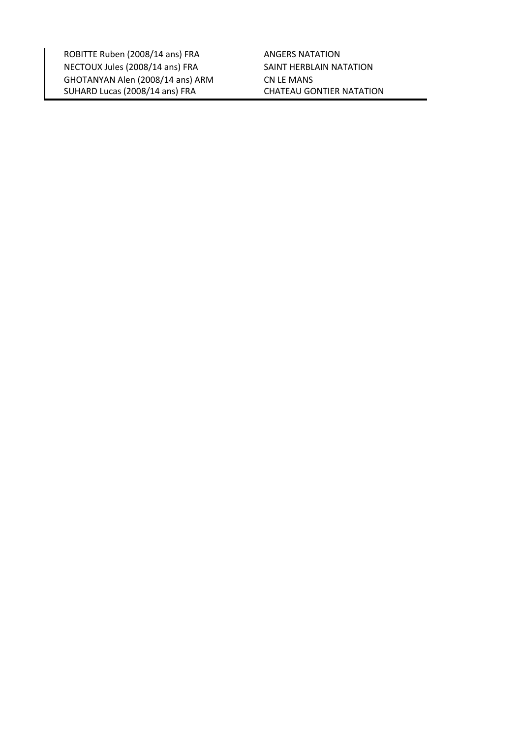| | |
|---|---|
| ROBITTE Ruben (2008/14 ans) FRA | ANGERS NATATION |
| NECTOUX Jules (2008/14 ans) FRA | SAINT HERBLAIN NATATION |
| GHOTANYAN Alen (2008/14 ans) ARM | CN LE MANS |
| SUHARD Lucas (2008/14 ans) FRA | CHATEAU GONTIER NATATION |